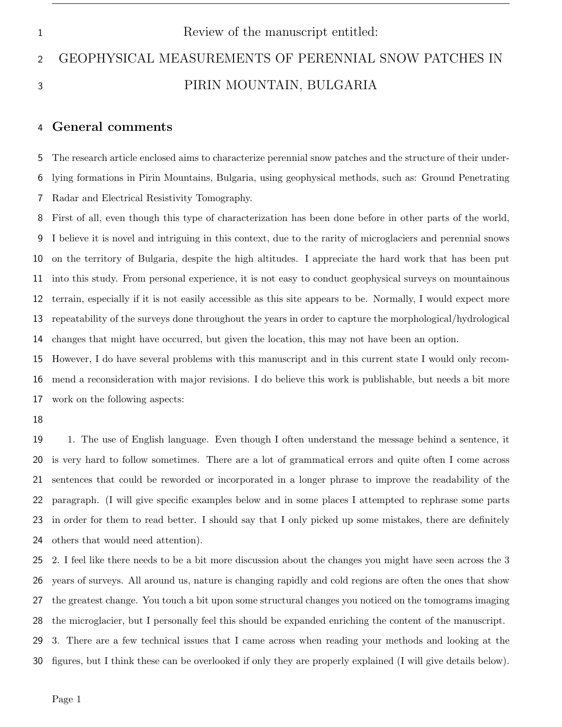Review of the manuscript entitled:

# GEOPHYSICAL MEASUREMENTS OF PERENNIAL SNOW PATCHES IN PIRIN MOUNTAIN, BULGARIA

## General comments

The research article enclosed aims to characterize perennial snow patches and the structure of their underlying formations in Pirin Mountains, Bulgaria, using geophysical methods, such as: Ground Penetrating Radar and Electrical Resistivity Tomography.

First of all, even though this type of characterization has been done before in other parts of the world, I believe it is novel and intriguing in this context, due to the rarity of microglaciers and perennial snows on the territory of Bulgaria, despite the high altitudes. I appreciate the hard work that has been put into this study. From personal experience, it is not easy to conduct geophysical surveys on mountainous terrain, especially if it is not easily accessible as this site appears to be. Normally, I would expect more repeatability of the surveys done throughout the years in order to capture the morphological/hydrological changes that might have occurred, but given the location, this may not have been an option.

However, I do have several problems with this manuscript and in this current state I would only recommend a reconsideration with major revisions. I do believe this work is publishable, but needs a bit more work on the following aspects:

1. The use of English language. Even though I often understand the message behind a sentence, it is very hard to follow sometimes. There are a lot of grammatical errors and quite often I come across sentences that could be reworded or incorporated in a longer phrase to improve the readability of the paragraph. (I will give specific examples below and in some places I attempted to rephrase some parts in order for them to read better. I should say that I only picked up some mistakes, there are definitely others that would need attention).
2. I feel like there needs to be a bit more discussion about the changes you might have seen across the 3 years of surveys. All around us, nature is changing rapidly and cold regions are often the ones that show the greatest change. You touch a bit upon some structural changes you noticed on the tomograms imaging the microglacier, but I personally feel this should be expanded enriching the content of the manuscript.
3. There are a few technical issues that I came across when reading your methods and looking at the figures, but I think these can be overlooked if only they are properly explained (I will give details below).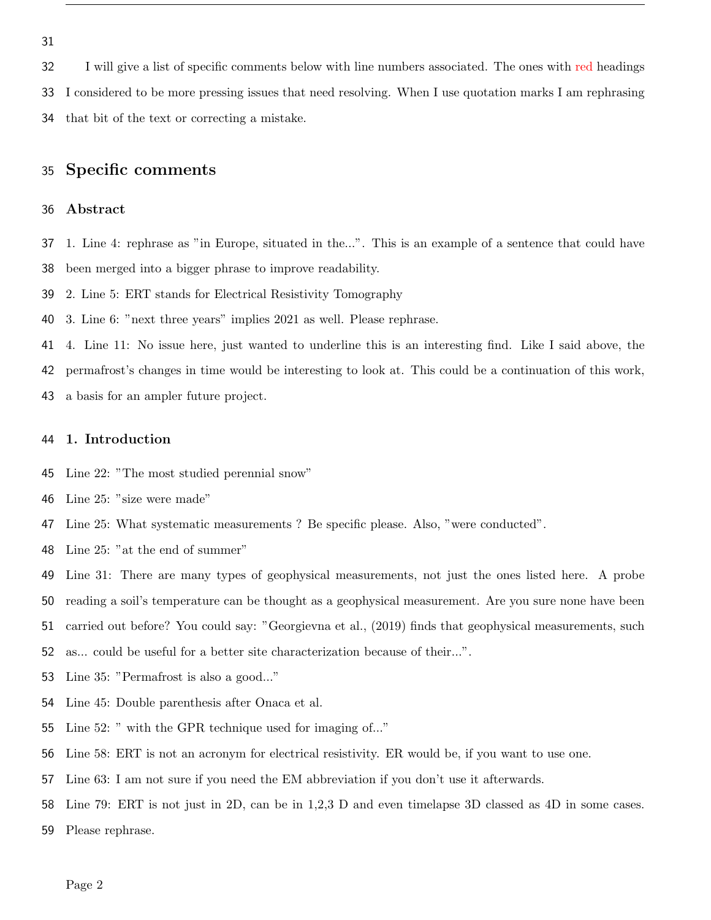I will give a list of specific comments below with line numbers associated. The ones with red headings I considered to be more pressing issues that need resolving. When I use quotation marks I am rephrasing that bit of the text or correcting a mistake.

## Specific comments

### Abstract

1. Line 4: rephrase as "in Europe, situated in the...". This is an example of a sentence that could have been merged into a bigger phrase to improve readability.
2. Line 5: ERT stands for Electrical Resistivity Tomography
3. Line 6: "next three years" implies 2021 as well. Please rephrase.
4. Line 11: No issue here, just wanted to underline this is an interesting find. Like I said above, the permafrost's changes in time would be interesting to look at. This could be a continuation of this work, a basis for an ampler future project.

### 1. Introduction

Line 22: "The most studied perennial snow"

Line 25: "size were made"

Line 25: What systematic measurements ? Be specific please. Also, "were conducted".

Line 25: "at the end of summer"

Line 31: There are many types of geophysical measurements, not just the ones listed here. A probe reading a soil's temperature can be thought as a geophysical measurement. Are you sure none have been carried out before? You could say: "Georgievna et al., (2019) finds that geophysical measurements, such as... could be useful for a better site characterization because of their...".

Line 35: "Permafrost is also a good..."

Line 45: Double parenthesis after Onaca et al.

Line 52: " with the GPR technique used for imaging of..."

Line 58: ERT is not an acronym for electrical resistivity. ER would be, if you want to use one.

Line 63: I am not sure if you need the EM abbreviation if you don't use it afterwards.

Line 79: ERT is not just in 2D, can be in 1,2,3 D and even timelapse 3D classed as 4D in some cases. Please rephrase.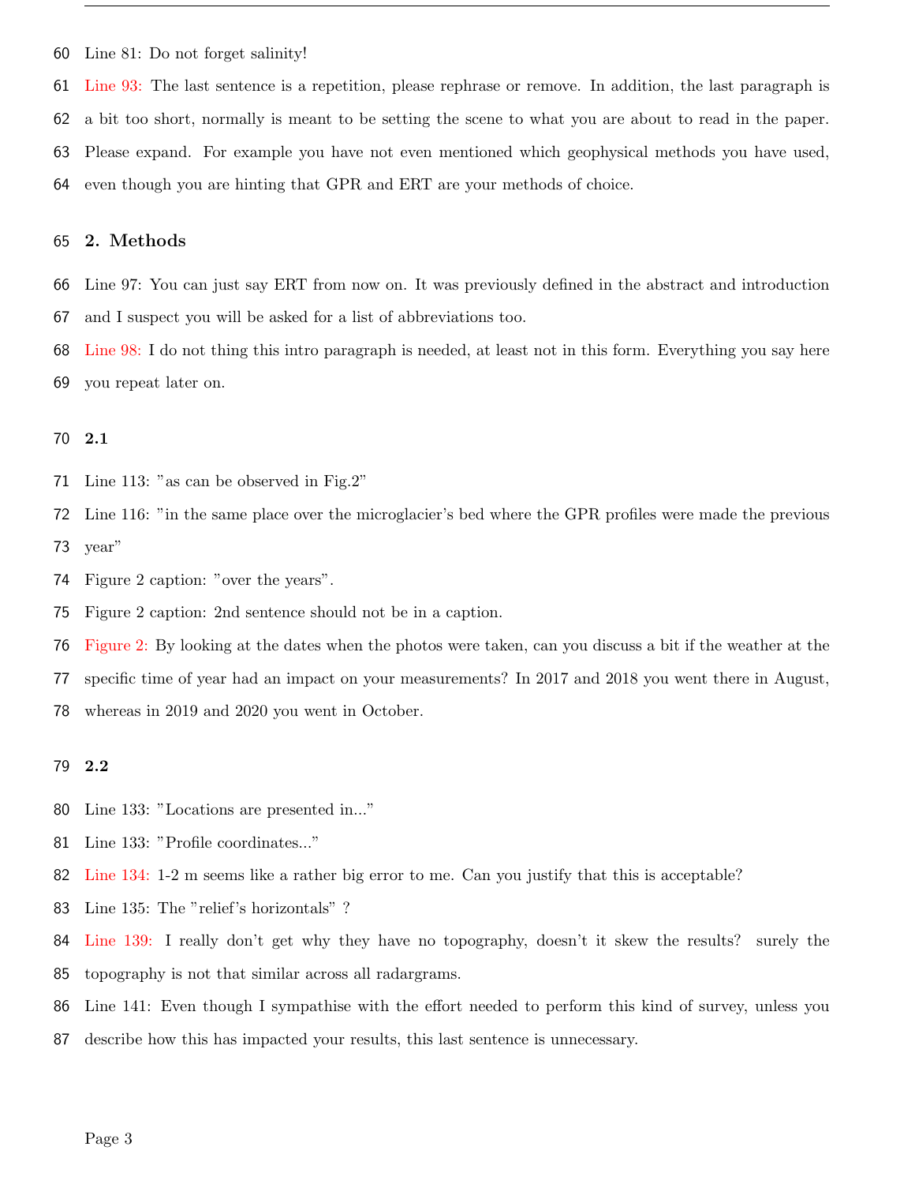Line 81: Do not forget salinity!

Line 93: The last sentence is a repetition, please rephrase or remove. In addition, the last paragraph is a bit too short, normally is meant to be setting the scene to what you are about to read in the paper. Please expand. For example you have not even mentioned which geophysical methods you have used, even though you are hinting that GPR and ERT are your methods of choice.

## 2. Methods

Line 97: You can just say ERT from now on. It was previously defined in the abstract and introduction and I suspect you will be asked for a list of abbreviations too.

Line 98: I do not thing this intro paragraph is needed, at least not in this form. Everything you say here you repeat later on.

### 2.1

Line 113: "as can be observed in Fig.2"

Line 116: "in the same place over the microglacier's bed where the GPR profiles were made the previous year"

Figure 2 caption: "over the years".

Figure 2 caption: 2nd sentence should not be in a caption.

Figure 2: By looking at the dates when the photos were taken, can you discuss a bit if the weather at the specific time of year had an impact on your measurements? In 2017 and 2018 you went there in August, whereas in 2019 and 2020 you went in October.

### 2.2

Line 133: "Locations are presented in..."

Line 133: "Profile coordinates..."

Line 134: 1-2 m seems like a rather big error to me. Can you justify that this is acceptable?

Line 135: The "relief's horizontals" ?

Line 139: I really don't get why they have no topography, doesn't it skew the results? surely the topography is not that similar across all radargrams.

Line 141: Even though I sympathise with the effort needed to perform this kind of survey, unless you describe how this has impacted your results, this last sentence is unnecessary.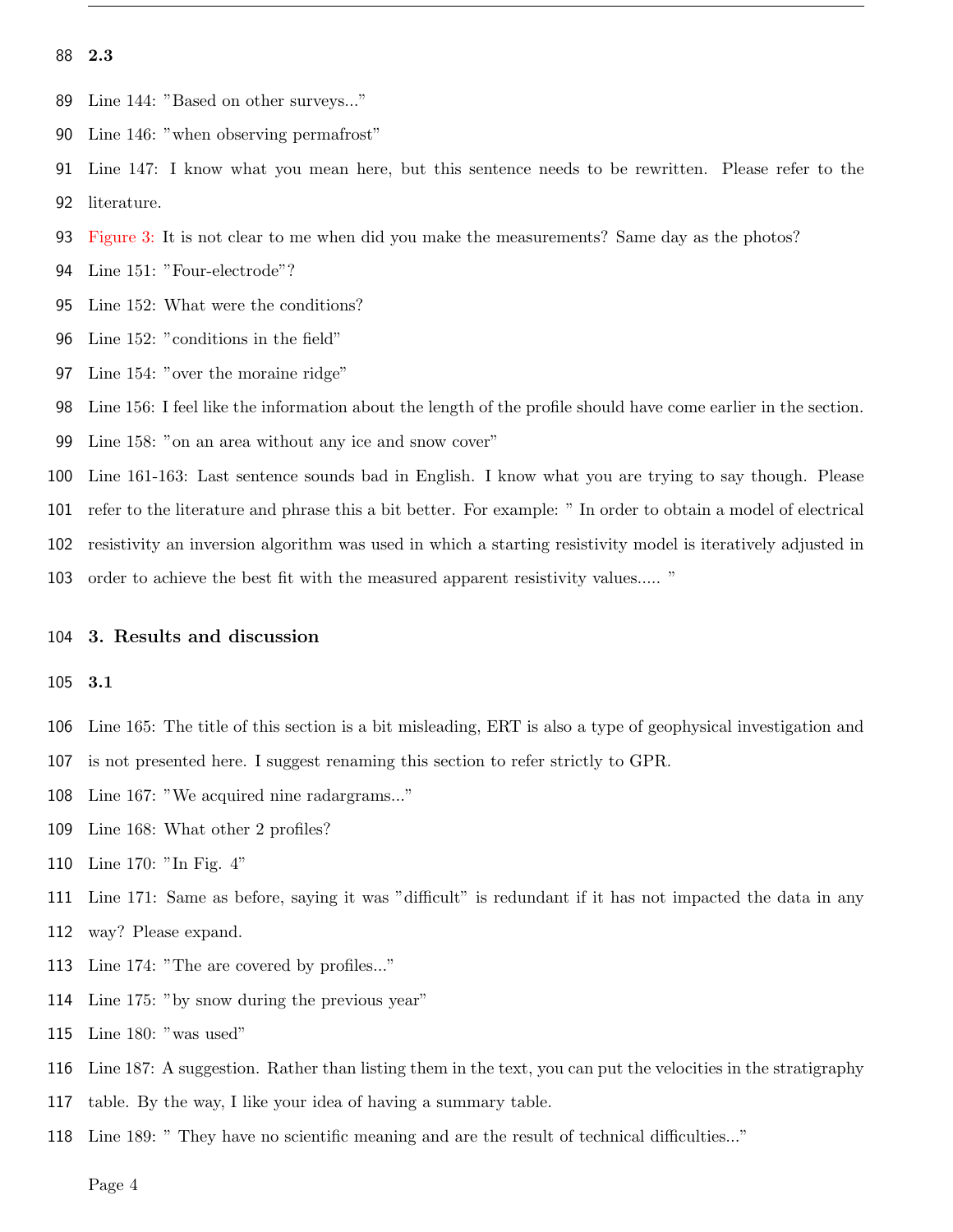### 2.3

Line 144: "Based on other surveys..."

Line 146: "when observing permafrost"

Line 147: I know what you mean here, but this sentence needs to be rewritten. Please refer to the literature.

Figure 3: It is not clear to me when did you make the measurements? Same day as the photos?

Line 151: "Four-electrode"?

Line 152: What were the conditions?

Line 152: "conditions in the field"

Line 154: "over the moraine ridge"

Line 156: I feel like the information about the length of the profile should have come earlier in the section.

Line 158: "on an area without any ice and snow cover"

Line 161-163: Last sentence sounds bad in English. I know what you are trying to say though. Please refer to the literature and phrase this a bit better. For example: " In order to obtain a model of electrical resistivity an inversion algorithm was used in which a starting resistivity model is iteratively adjusted in order to achieve the best fit with the measured apparent resistivity values..... "

## 3. Results and discussion

### 3.1

Line 165: The title of this section is a bit misleading, ERT is also a type of geophysical investigation and is not presented here. I suggest renaming this section to refer strictly to GPR.

Line 167: "We acquired nine radargrams..."

Line 168: What other 2 profiles?

Line 170: "In Fig. 4"

Line 171: Same as before, saying it was "difficult" is redundant if it has not impacted the data in any way? Please expand.

Line 174: "The are covered by profiles..."

Line 175: "by snow during the previous year"

Line 180: "was used"

Line 187: A suggestion. Rather than listing them in the text, you can put the velocities in the stratigraphy table. By the way, I like your idea of having a summary table.

Line 189: " They have no scientific meaning and are the result of technical difficulties..."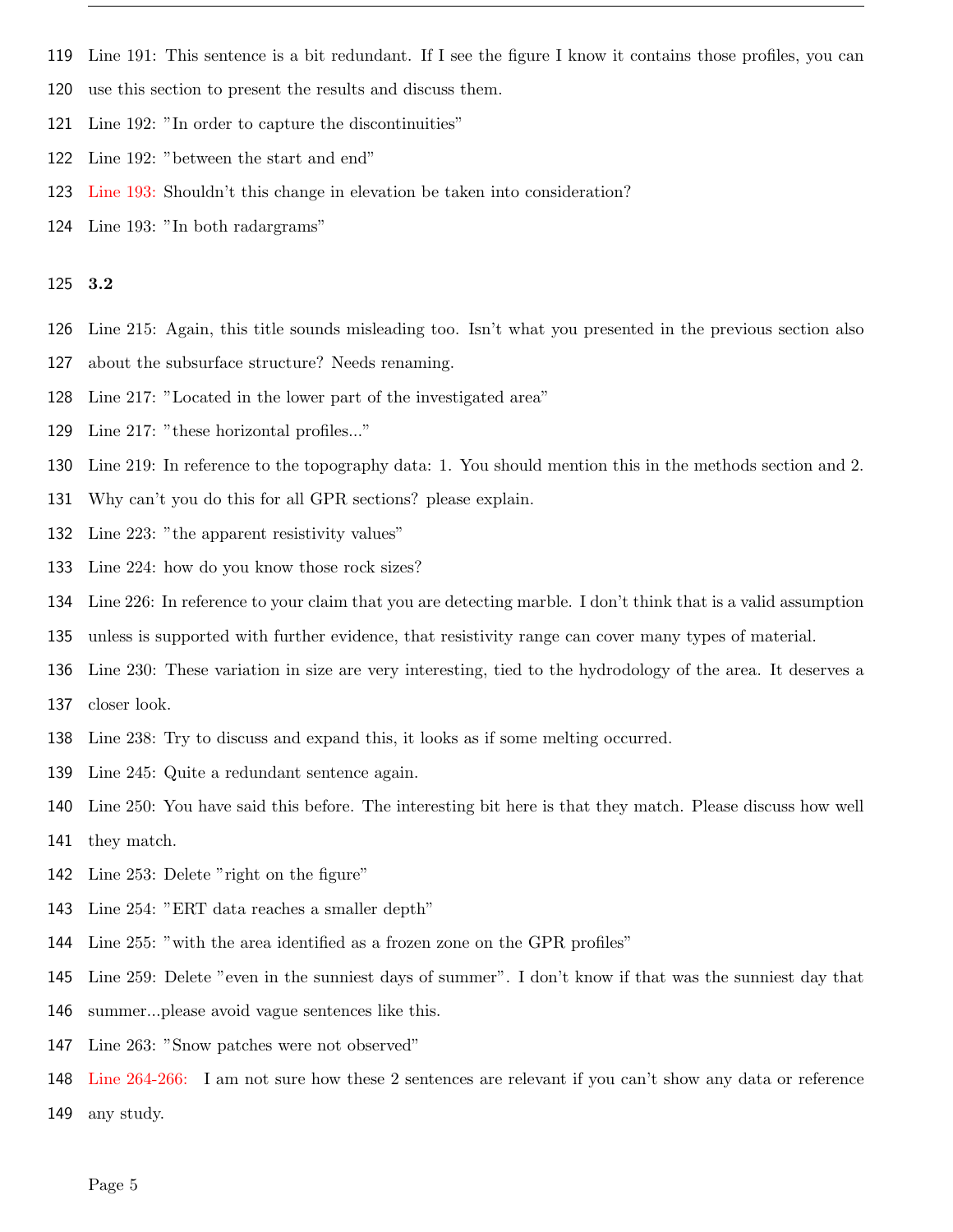Line 191: This sentence is a bit redundant. If I see the figure I know it contains those profiles, you can use this section to present the results and discuss them.

Line 192: "In order to capture the discontinuities"

Line 192: "between the start and end"

Line 193: Shouldn't this change in elevation be taken into consideration?

Line 193: "In both radargrams"

**3.2**

Line 215: Again, this title sounds misleading too. Isn't what you presented in the previous section also about the subsurface structure? Needs renaming.

Line 217: "Located in the lower part of the investigated area"

Line 217: "these horizontal profiles..."

Line 219: In reference to the topography data: 1. You should mention this in the methods section and 2. Why can't you do this for all GPR sections? please explain.

Line 223: "the apparent resistivity values"

Line 224: how do you know those rock sizes?

Line 226: In reference to your claim that you are detecting marble. I don't think that is a valid assumption unless is supported with further evidence, that resistivity range can cover many types of material.

Line 230: These variation in size are very interesting, tied to the hydrodology of the area. It deserves a closer look.

Line 238: Try to discuss and expand this, it looks as if some melting occurred.

Line 245: Quite a redundant sentence again.

Line 250: You have said this before. The interesting bit here is that they match. Please discuss how well they match.

Line 253: Delete "right on the figure"

Line 254: "ERT data reaches a smaller depth"

Line 255: "with the area identified as a frozen zone on the GPR profiles"

Line 259: Delete "even in the sunniest days of summer". I don't know if that was the sunniest day that summer...please avoid vague sentences like this.

Line 263: "Snow patches were not observed"

Line 264-266: I am not sure how these 2 sentences are relevant if you can't show any data or reference any study.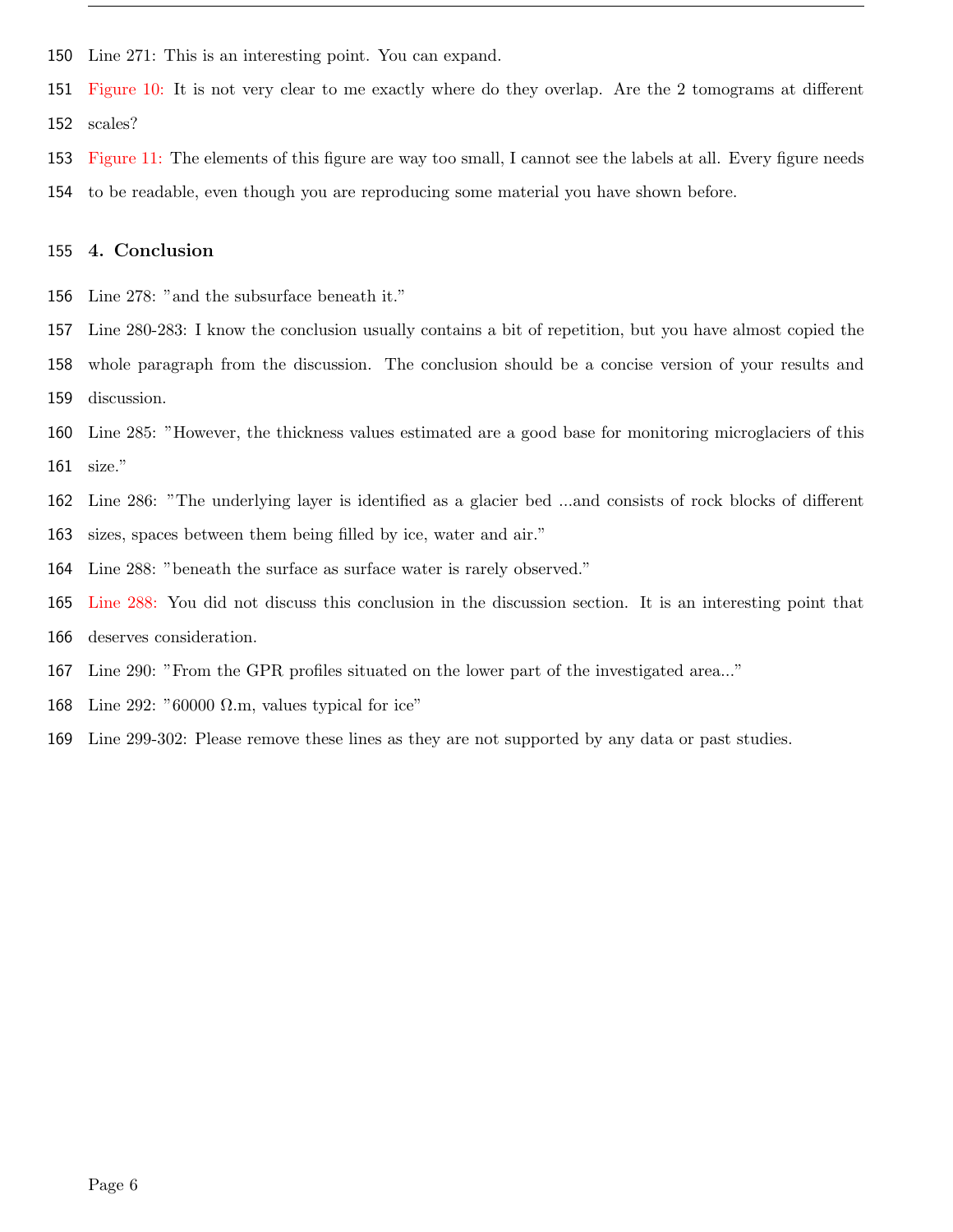Line 271: This is an interesting point. You can expand.

Figure 10: It is not very clear to me exactly where do they overlap. Are the 2 tomograms at different scales?

Figure 11: The elements of this figure are way too small, I cannot see the labels at all. Every figure needs to be readable, even though you are reproducing some material you have shown before.

## 4. Conclusion

Line 278: "and the subsurface beneath it."

Line 280-283: I know the conclusion usually contains a bit of repetition, but you have almost copied the whole paragraph from the discussion. The conclusion should be a concise version of your results and discussion.

Line 285: "However, the thickness values estimated are a good base for monitoring microglaciers of this size."

Line 286: "The underlying layer is identified as a glacier bed ...and consists of rock blocks of different sizes, spaces between them being filled by ice, water and air."

Line 288: "beneath the surface as surface water is rarely observed."

Line 288: You did not discuss this conclusion in the discussion section. It is an interesting point that deserves consideration.

Line 290: "From the GPR profiles situated on the lower part of the investigated area..."

Line 292: "60000 Ω.m, values typical for ice"

Line 299-302: Please remove these lines as they are not supported by any data or past studies.